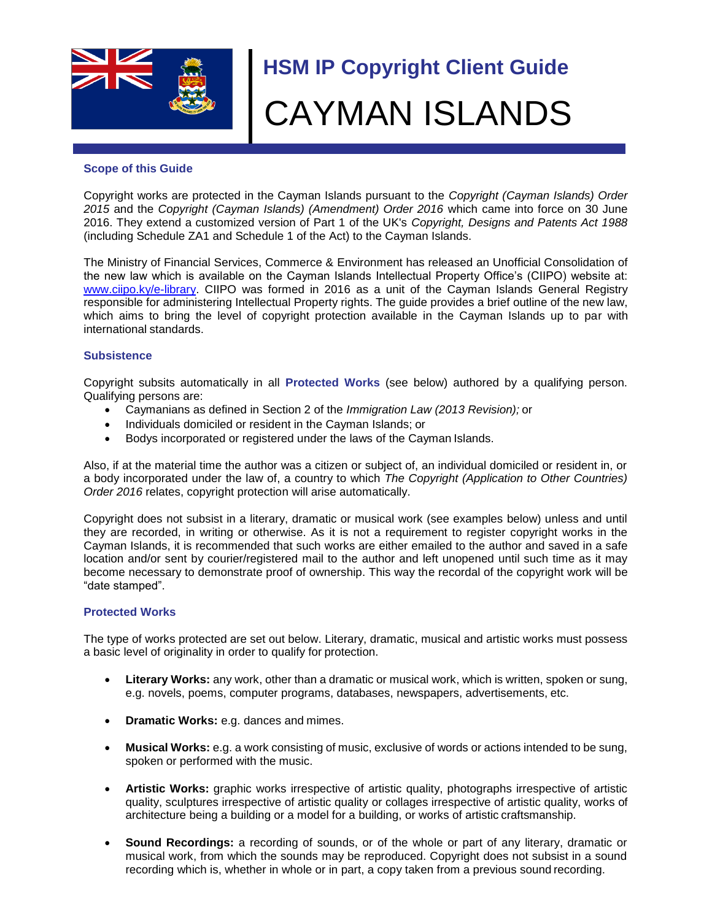# HSM IP Copyright Client Guide

# CAYMAN ISLANDS

## Scope of this Guide

Copyright works are protected in the Cayman Islands pursuant to the *Copyright (Cayman Islands) Order 2015* and the *Copyright (Cayman Islands) (Amendment) Order 2016* which came into force on 30 June 2016. They extend a customized version of Part 1 of the UK's *Copyright, Designs and Patents Act 1988* (including Schedule ZA1 and Schedule 1 of the Act) to the Cayman Islands.

The Ministry of Financial Services, Commerce & Environment has released an Unofficial Consolidation of the new law which is available on the Cayman Islands Intellectual Property Office's (CIIPO) website at: [www.ciipo.ky/e-library](www.ciipo.ky/e-library). CIIPO was formed in 2016 as a unit of the Cayman Islands General Registry responsible for administering Intellectual Property rights. The guide provides a brief outline of the new law, which aims to bring the level of copyright protection available in the Cayman Islands up to par with international standards.

## Subsistence

Copyright subsits automatically in all **Protected Works** (see below) authored by a qualifying person. Qualifying persons are:

- Caymanians as defined in Section 2 of the *Immigration Law (2013 Revision);* or
- Individuals domiciled or resident in the Cayman Islands; or
- Bodys incorporated or registered under the laws of the Cayman Islands.

Also, if at the material time the author was a citizen or subject of, an individual domiciled or resident in, or a body incorporated under the law of, a country to which *The Copyright (Application to Other Countries) Order 2016* relates, copyright protection will arise automatically.

Copyright does not subsist in a literary, dramatic or musical work (see examples below) unless and until they are recorded, in writing or otherwise. As it is not a requirement to register copyright works in the Cayman Islands, it is recommended that such works are either emailed to the author and saved in a safe location and/or sent by courier/registered mail to the author and left unopened until such time as it may become necessary to demonstrate proof of ownership. This way the recordal of the copyright work will be "date stamped".

## Protected Works

The type of works protected are set out below. Literary, dramatic, musical and artistic works must possess a basic level of originality in order to qualify for protection.

- **Literary Works:** any work, other than a dramatic or musical work, which is written, spoken or sung, e.g. novels, poems, computer programs, databases, newspapers, advertisements, etc.

- **Dramatic Works:** e.g. dances and mimes.

- **Musical Works:** e.g. a work consisting of music, exclusive of words or actions intended to be sung, spoken or performed with the music.

- **Artistic Works:** graphic works irrespective of artistic quality, photographs irrespective of artistic quality, sculptures irrespective of artistic quality or collages irrespective of artistic quality, works of architecture being a building or a model for a building, or works of artistic craftsmanship.

- **Sound Recordings:** a recording of sounds, or of the whole or part of any literary, dramatic or musical work, from which the sounds may be reproduced. Copyright does not subsist in a sound recording which is, whether in whole or in part, a copy taken from a previous sound recording.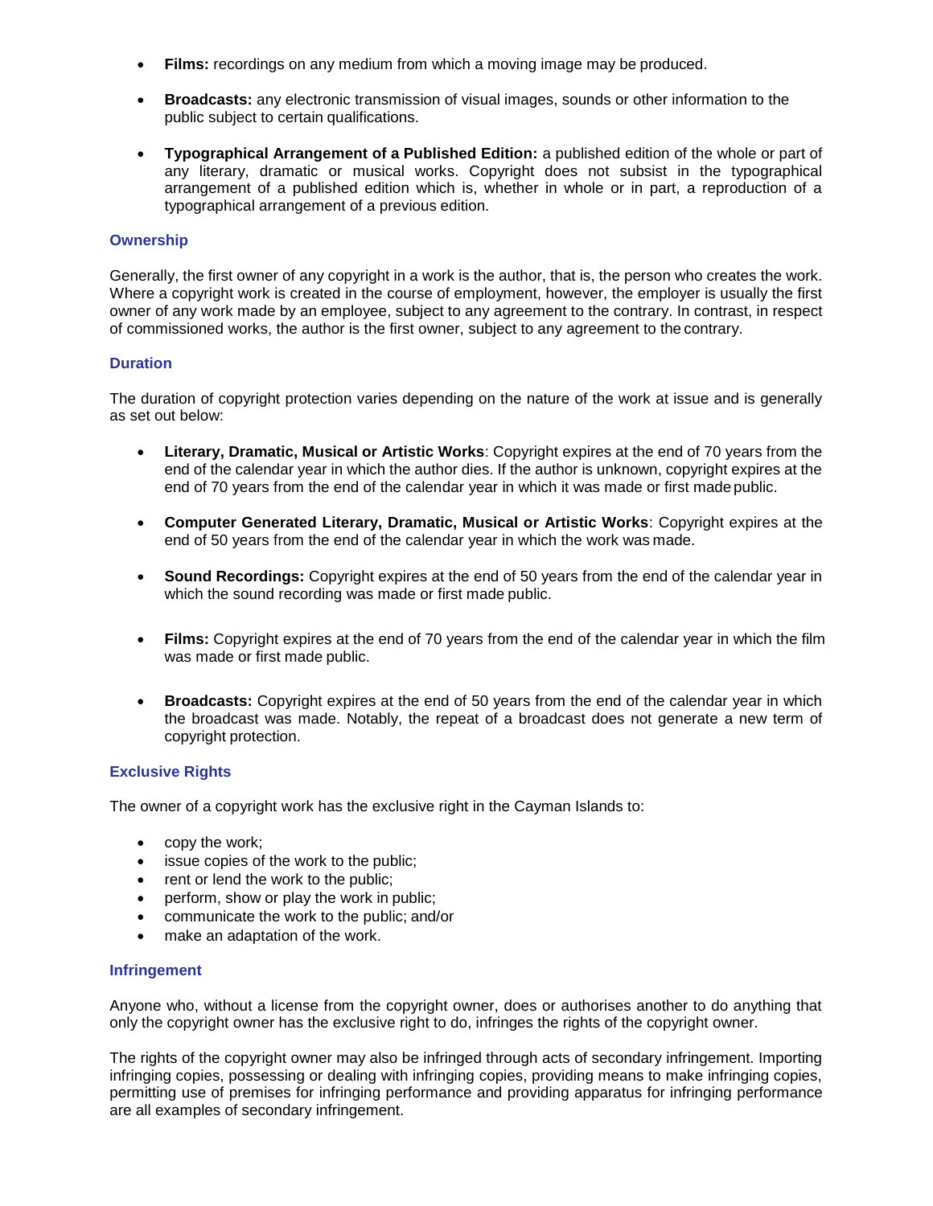- **Films:** recordings on any medium from which a moving image may be produced.

- **Broadcasts:** any electronic transmission of visual images, sounds or other information to the public subject to certain qualifications.

- **Typographical Arrangement of a Published Edition:** a published edition of the whole or part of any literary, dramatic or musical works. Copyright does not subsist in the typographical arrangement of a published edition which is, whether in whole or in part, a reproduction of a typographical arrangement of a previous edition.

### Ownership

Generally, the first owner of any copyright in a work is the author, that is, the person who creates the work. Where a copyright work is created in the course of employment, however, the employer is usually the first owner of any work made by an employee, subject to any agreement to the contrary. In contrast, in respect of commissioned works, the author is the first owner, subject to any agreement to the contrary.

### Duration

The duration of copyright protection varies depending on the nature of the work at issue and is generally as set out below:

- **Literary, Dramatic, Musical or Artistic Works**: Copyright expires at the end of 70 years from the end of the calendar year in which the author dies. If the author is unknown, copyright expires at the end of 70 years from the end of the calendar year in which it was made or first made public.

- **Computer Generated Literary, Dramatic, Musical or Artistic Works**: Copyright expires at the end of 50 years from the end of the calendar year in which the work was made.

- **Sound Recordings:** Copyright expires at the end of 50 years from the end of the calendar year in which the sound recording was made or first made public.

- **Films:** Copyright expires at the end of 70 years from the end of the calendar year in which the film was made or first made public.

- **Broadcasts:** Copyright expires at the end of 50 years from the end of the calendar year in which the broadcast was made. Notably, the repeat of a broadcast does not generate a new term of copyright protection.

### Exclusive Rights

The owner of a copyright work has the exclusive right in the Cayman Islands to:

- copy the work;
- issue copies of the work to the public;
- rent or lend the work to the public;
- perform, show or play the work in public;
- communicate the work to the public; and/or
- make an adaptation of the work.

### Infringement

Anyone who, without a license from the copyright owner, does or authorises another to do anything that only the copyright owner has the exclusive right to do, infringes the rights of the copyright owner.

The rights of the copyright owner may also be infringed through acts of secondary infringement. Importing infringing copies, possessing or dealing with infringing copies, providing means to make infringing copies, permitting use of premises for infringing performance and providing apparatus for infringing performance are all examples of secondary infringement.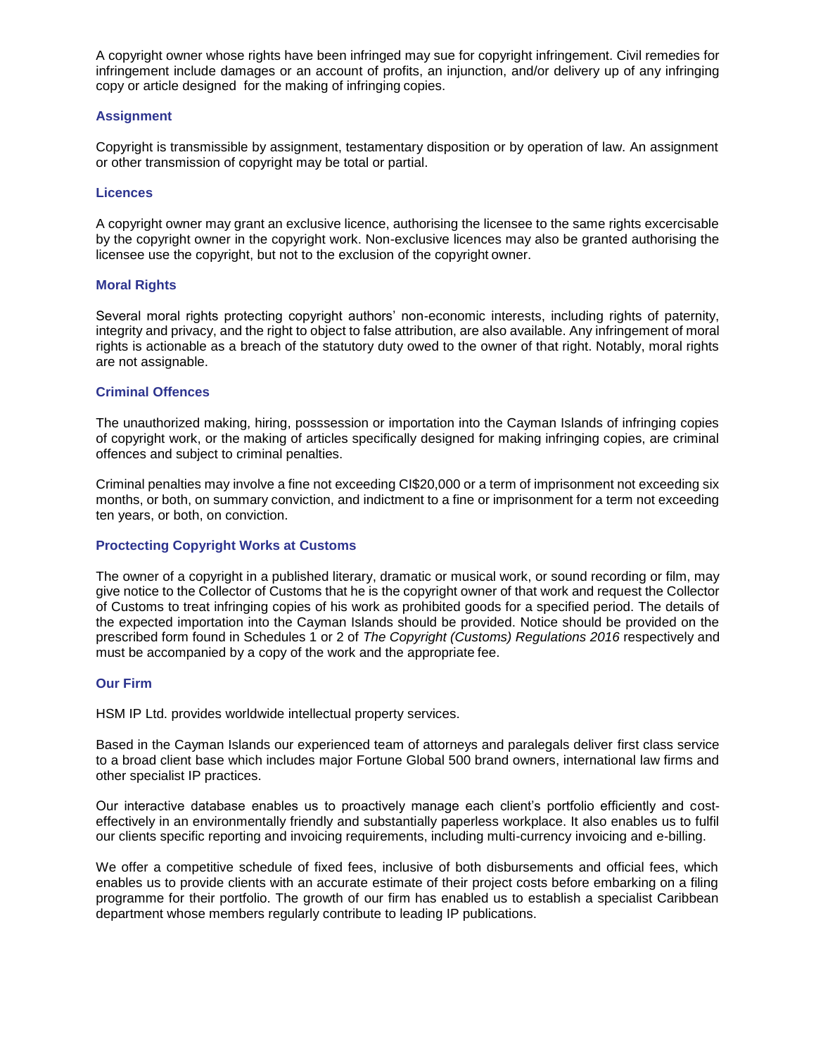A copyright owner whose rights have been infringed may sue for copyright infringement. Civil remedies for infringement include damages or an account of profits, an injunction, and/or delivery up of any infringing copy or article designed for the making of infringing copies.

## Assignment

Copyright is transmissible by assignment, testamentary disposition or by operation of law. An assignment or other transmission of copyright may be total or partial.

## Licences

A copyright owner may grant an exclusive licence, authorising the licensee to the same rights excercisable by the copyright owner in the copyright work. Non-exclusive licences may also be granted authorising the licensee use the copyright, but not to the exclusion of the copyright owner.

## Moral Rights

Several moral rights protecting copyright authors' non-economic interests, including rights of paternity, integrity and privacy, and the right to object to false attribution, are also available. Any infringement of moral rights is actionable as a breach of the statutory duty owed to the owner of that right. Notably, moral rights are not assignable.

## Criminal Offences

The unauthorized making, hiring, posssession or importation into the Cayman Islands of infringing copies of copyright work, or the making of articles specifically designed for making infringing copies, are criminal offences and subject to criminal penalties.

Criminal penalties may involve a fine not exceeding CI$20,000 or a term of imprisonment not exceeding six months, or both, on summary conviction, and indictment to a fine or imprisonment for a term not exceeding ten years, or both, on conviction.

## Proctecting Copyright Works at Customs

The owner of a copyright in a published literary, dramatic or musical work, or sound recording or film, may give notice to the Collector of Customs that he is the copyright owner of that work and request the Collector of Customs to treat infringing copies of his work as prohibited goods for a specified period. The details of the expected importation into the Cayman Islands should be provided. Notice should be provided on the prescribed form found in Schedules 1 or 2 of *The Copyright (Customs) Regulations 2016* respectively and must be accompanied by a copy of the work and the appropriate fee.

## Our Firm

HSM IP Ltd. provides worldwide intellectual property services.

Based in the Cayman Islands our experienced team of attorneys and paralegals deliver first class service to a broad client base which includes major Fortune Global 500 brand owners, international law firms and other specialist IP practices.

Our interactive database enables us to proactively manage each client's portfolio efficiently and cost-effectively in an environmentally friendly and substantially paperless workplace. It also enables us to fulfil our clients specific reporting and invoicing requirements, including multi-currency invoicing and e-billing.

We offer a competitive schedule of fixed fees, inclusive of both disbursements and official fees, which enables us to provide clients with an accurate estimate of their project costs before embarking on a filing programme for their portfolio. The growth of our firm has enabled us to establish a specialist Caribbean department whose members regularly contribute to leading IP publications.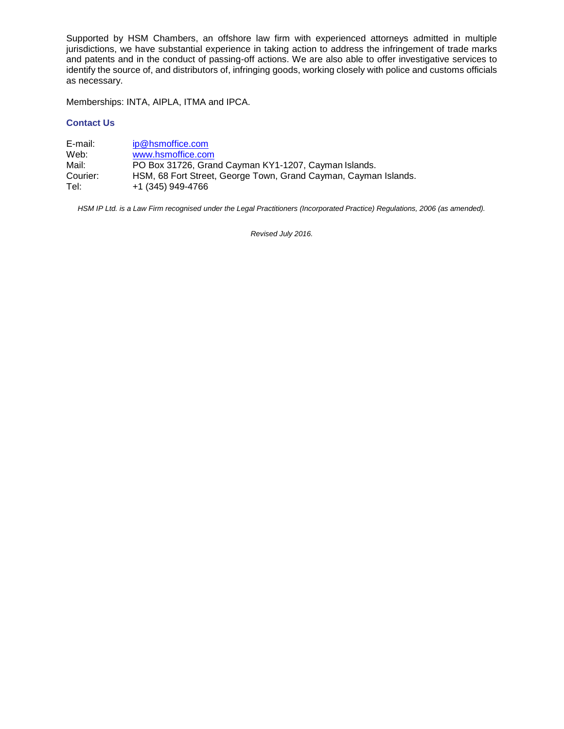Supported by HSM Chambers, an offshore law firm with experienced attorneys admitted in multiple jurisdictions, we have substantial experience in taking action to address the infringement of trade marks and patents and in the conduct of passing-off actions. We are also able to offer investigative services to identify the source of, and distributors of, infringing goods, working closely with police and customs officials as necessary.

Memberships: INTA, AIPLA, ITMA and IPCA.

### Contact Us

| | |
|---|---|
| E-mail: | ip@hsmoffice.com |
| Web: | www.hsmoffice.com |
| Mail: | PO Box 31726, Grand Cayman KY1-1207, Cayman Islands. |
| Courier: | HSM, 68 Fort Street, George Town, Grand Cayman, Cayman Islands. |
| Tel: | +1 (345) 949-4766 |

*HSM IP Ltd. is a Law Firm recognised under the Legal Practitioners (Incorporated Practice) Regulations, 2006 (as amended).*

*Revised July 2016.*